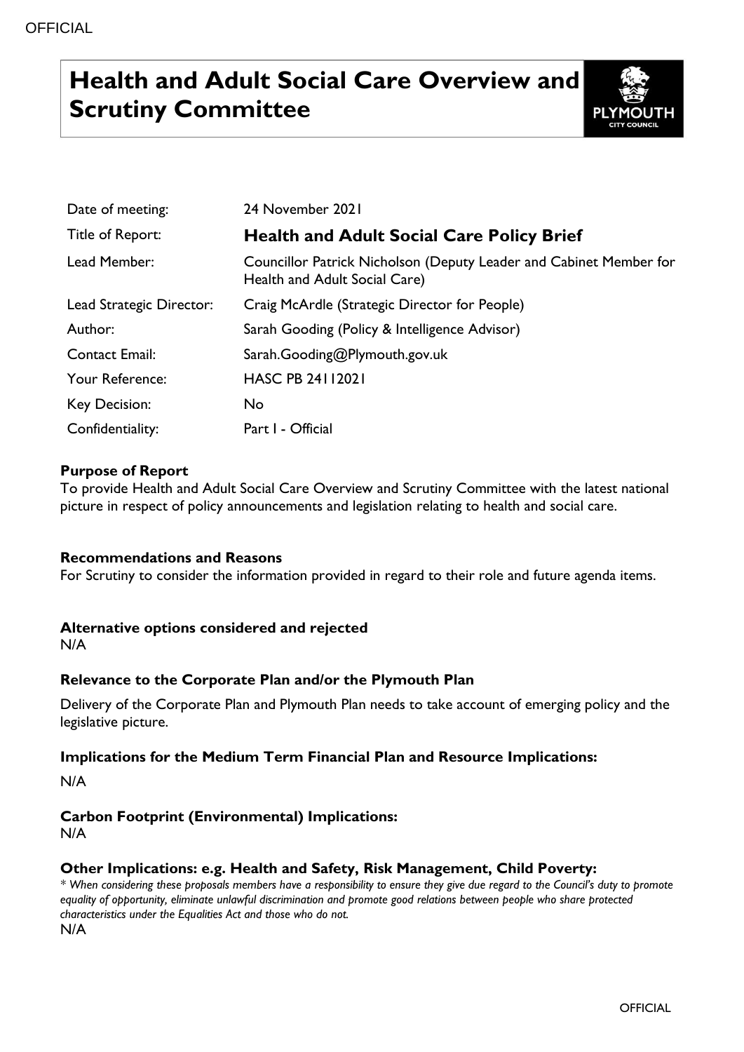# Health and Adult Social Care Overview and Scrutiny Committee

| | |
|---|---|
| Date of meeting: | 24 November 2021 |
| Title of Report: | **Health and Adult Social Care Policy Brief** |
| Lead Member: | Councillor Patrick Nicholson (Deputy Leader and Cabinet Member for Health and Adult Social Care) |
| Lead Strategic Director: | Craig McArdle (Strategic Director for People) |
| Author: | Sarah Gooding (Policy & Intelligence Advisor) |
| Contact Email: | Sarah.Gooding@Plymouth.gov.uk |
| Your Reference: | HASC PB 24112021 |
| Key Decision: | No |
| Confidentiality: | Part I - Official |

### Purpose of Report

To provide Health and Adult Social Care Overview and Scrutiny Committee with the latest national picture in respect of policy announcements and legislation relating to health and social care.

### Recommendations and Reasons

For Scrutiny to consider the information provided in regard to their role and future agenda items.

### Alternative options considered and rejected

N/A

### Relevance to the Corporate Plan and/or the Plymouth Plan

Delivery of the Corporate Plan and Plymouth Plan needs to take account of emerging policy and the legislative picture.

### Implications for the Medium Term Financial Plan and Resource Implications:

N/A

### Carbon Footprint (Environmental) Implications:

N/A

### Other Implications: e.g. Health and Safety, Risk Management, Child Poverty:

*\* When considering these proposals members have a responsibility to ensure they give due regard to the Council's duty to promote equality of opportunity, eliminate unlawful discrimination and promote good relations between people who share protected characteristics under the Equalities Act and those who do not.*

N/A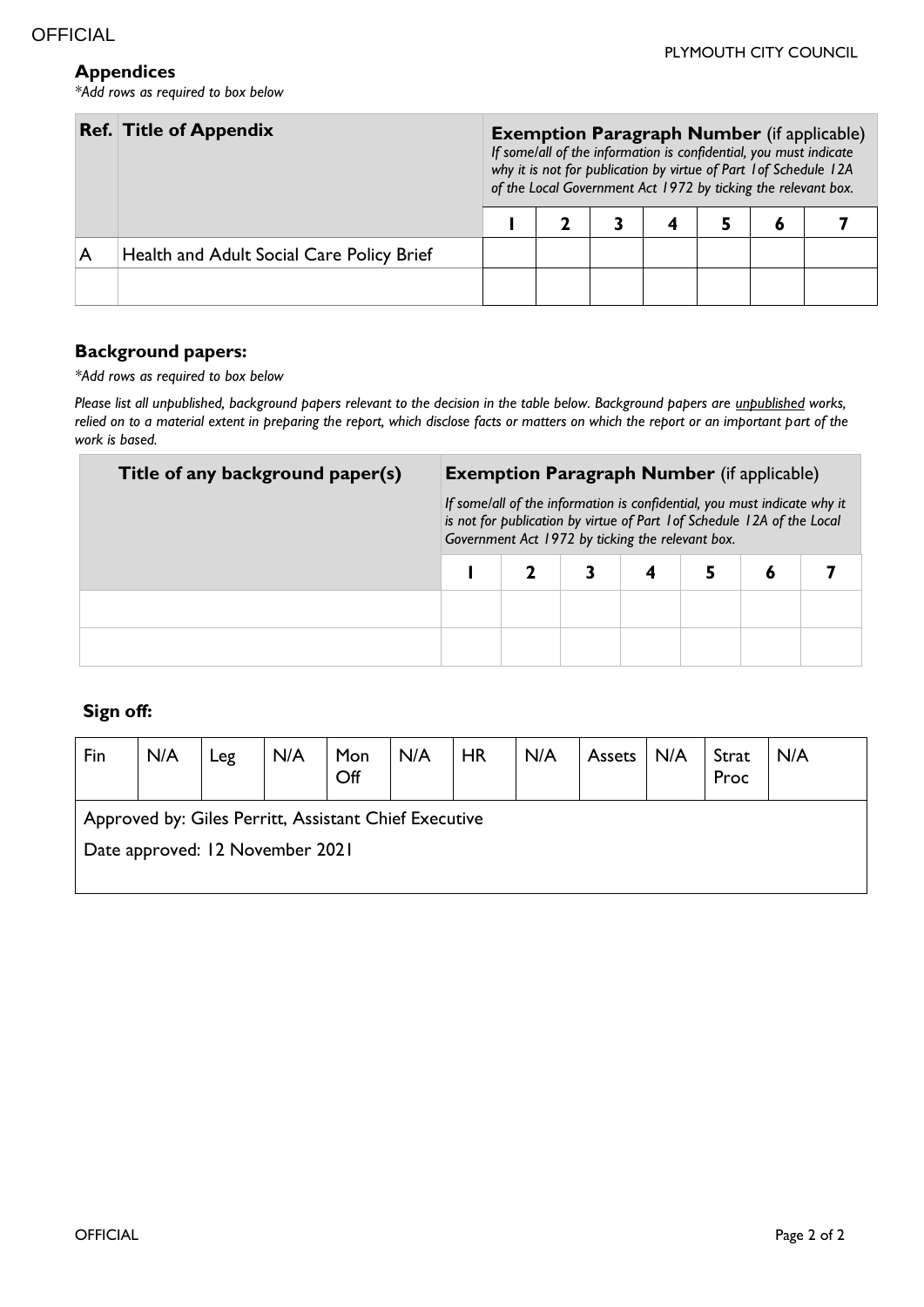## Appendices

*\*Add rows as required to box below*

| Ref. | Title of Appendix | Exemption Paragraph Number (if applicable) *If some/all of the information is confidential, you must indicate why it is not for publication by virtue of Part 1of Schedule 12A of the Local Government Act 1972 by ticking the relevant box.* | | | | | | |
|---|---|---|---|---|---|---|---|---|
| | | 1 | 2 | 3 | 4 | 5 | 6 | 7 |
| A | Health and Adult Social Care Policy Brief | | | | | | | |
| | | | | | | | | |

## Background papers:

*\*Add rows as required to box below*

*Please list all unpublished, background papers relevant to the decision in the table below. Background papers are unpublished works, relied on to a material extent in preparing the report, which disclose facts or matters on which the report or an important part of the work is based.*

| Title of any background paper(s) | Exemption Paragraph Number (if applicable) *If some/all of the information is confidential, you must indicate why it is not for publication by virtue of Part 1of Schedule 12A of the Local Government Act 1972 by ticking the relevant box.* | | | | | | |
|---|---|---|---|---|---|---|---|
| | 1 | 2 | 3 | 4 | 5 | 6 | 7 |
| | | | | | | | |
| | | | | | | | |

## Sign off:

| Fin | N/A | Leg | N/A | Mon Off | N/A | HR | N/A | Assets | N/A | Strat Proc | N/A |
|---|---|---|---|---|---|---|---|---|---|---|---|
| Approved by: Giles Perritt, Assistant Chief Executive<br>Date approved: 12 November 2021 | | | | | | | | | | | |